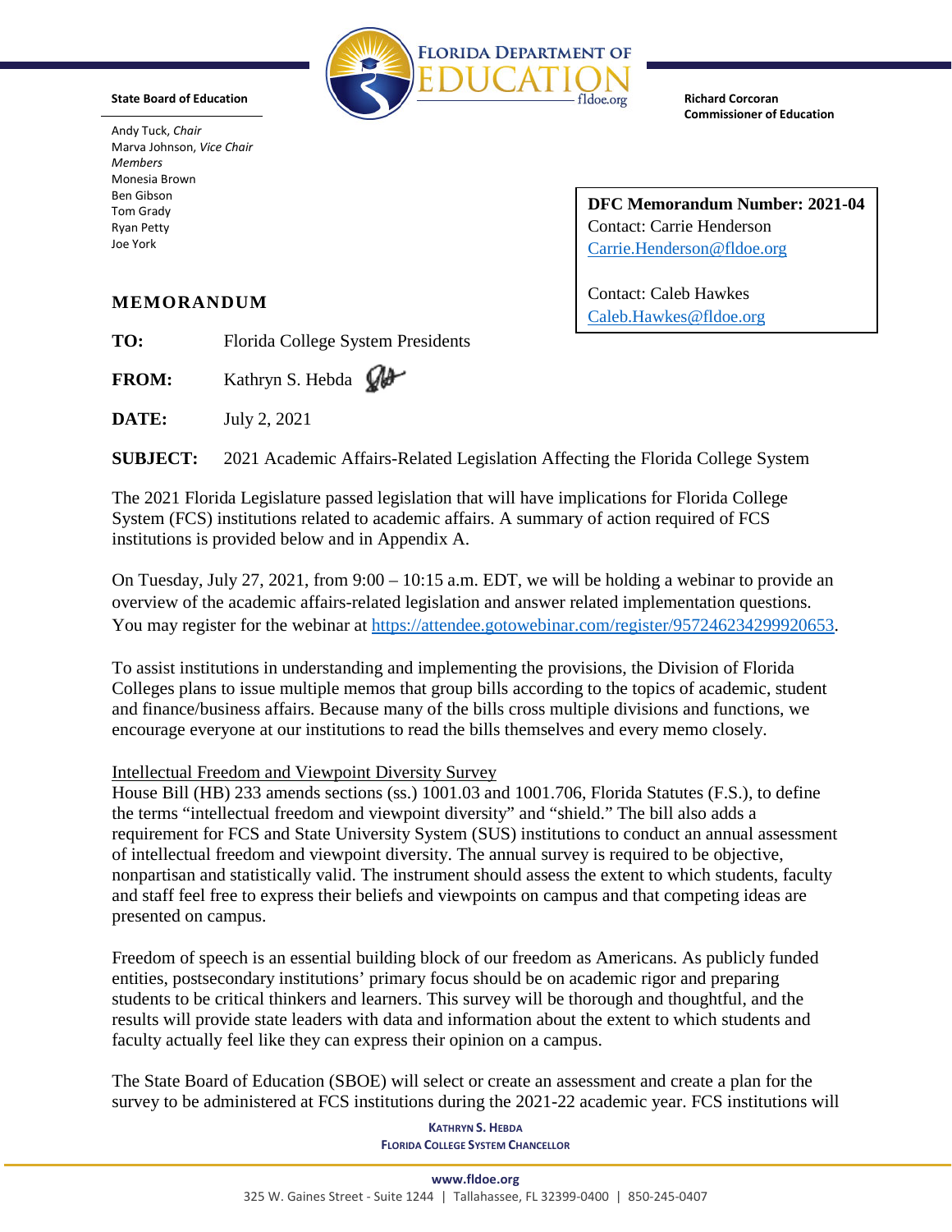**State Board of Education**

Andy Tuck, *Chair*
Marva Johnson, *Vice Chair*
*Members*
Monesia Brown
Ben Gibson
Tom Grady
Ryan Petty
Joe York

**Richard Corcoran**
**Commissioner of Education**

**DFC Memorandum Number: 2021-04**
Contact: Carrie Henderson
Carrie.Henderson@fldoe.org

Contact: Caleb Hawkes
Caleb.Hawkes@fldoe.org

## MEMORANDUM

**TO:** Florida College System Presidents

**FROM:** Kathryn S. Hebda

**DATE:** July 2, 2021

**SUBJECT:** 2021 Academic Affairs-Related Legislation Affecting the Florida College System

The 2021 Florida Legislature passed legislation that will have implications for Florida College System (FCS) institutions related to academic affairs. A summary of action required of FCS institutions is provided below and in Appendix A.

On Tuesday, July 27, 2021, from 9:00 – 10:15 a.m. EDT, we will be holding a webinar to provide an overview of the academic affairs-related legislation and answer related implementation questions. You may register for the webinar at https://attendee.gotowebinar.com/register/957246234299920653.

To assist institutions in understanding and implementing the provisions, the Division of Florida Colleges plans to issue multiple memos that group bills according to the topics of academic, student and finance/business affairs. Because many of the bills cross multiple divisions and functions, we encourage everyone at our institutions to read the bills themselves and every memo closely.

Intellectual Freedom and Viewpoint Diversity Survey

House Bill (HB) 233 amends sections (ss.) 1001.03 and 1001.706, Florida Statutes (F.S.), to define the terms "intellectual freedom and viewpoint diversity" and "shield." The bill also adds a requirement for FCS and State University System (SUS) institutions to conduct an annual assessment of intellectual freedom and viewpoint diversity. The annual survey is required to be objective, nonpartisan and statistically valid. The instrument should assess the extent to which students, faculty and staff feel free to express their beliefs and viewpoints on campus and that competing ideas are presented on campus.

Freedom of speech is an essential building block of our freedom as Americans. As publicly funded entities, postsecondary institutions' primary focus should be on academic rigor and preparing students to be critical thinkers and learners. This survey will be thorough and thoughtful, and the results will provide state leaders with data and information about the extent to which students and faculty actually feel like they can express their opinion on a campus.

The State Board of Education (SBOE) will select or create an assessment and create a plan for the survey to be administered at FCS institutions during the 2021-22 academic year. FCS institutions will

KATHRYN S. HEBDA
FLORIDA COLLEGE SYSTEM CHANCELLOR

www.fldoe.org
325 W. Gaines Street - Suite 1244 | Tallahassee, FL 32399-0400 | 850-245-0407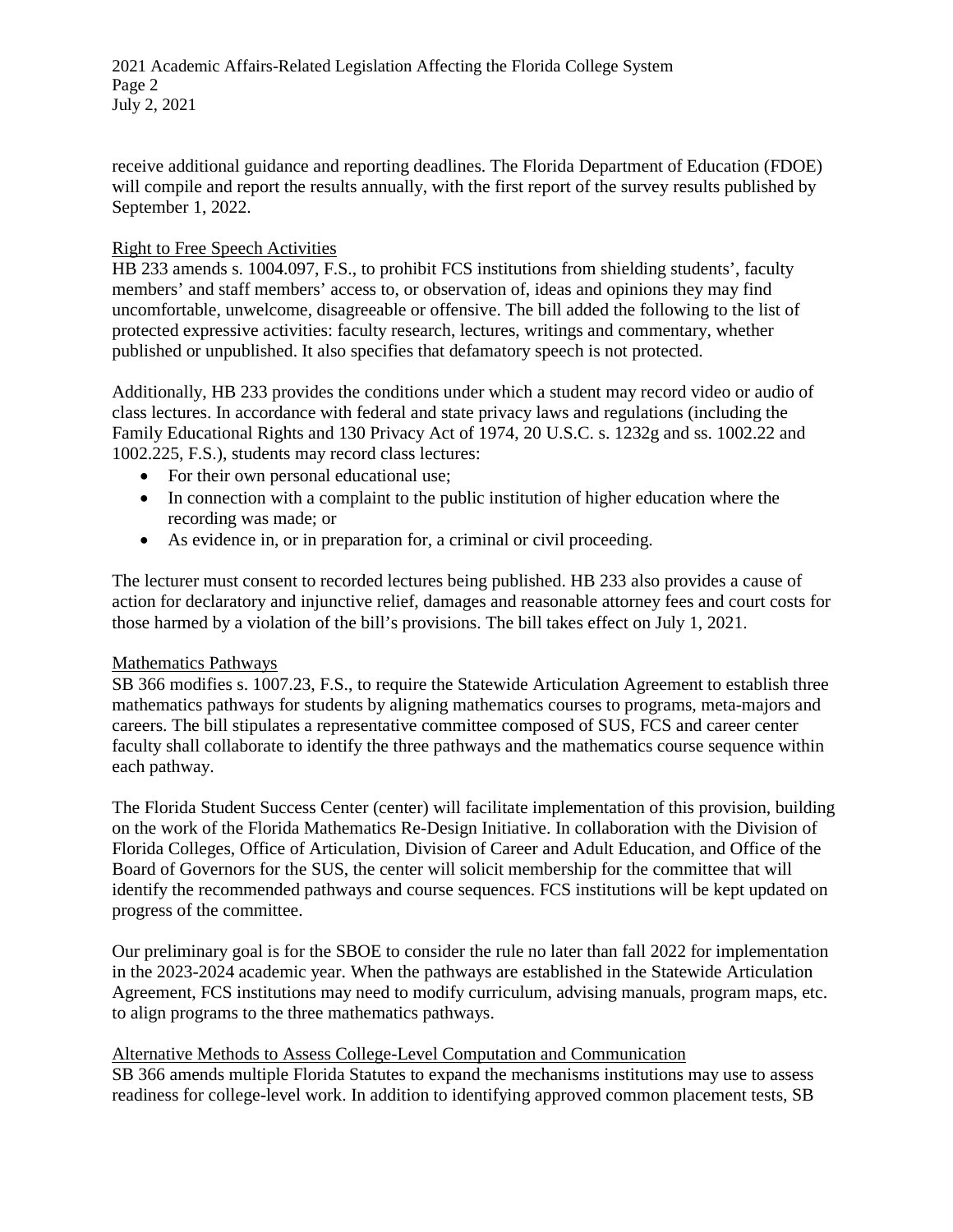receive additional guidance and reporting deadlines. The Florida Department of Education (FDOE) will compile and report the results annually, with the first report of the survey results published by September 1, 2022.

## Right to Free Speech Activities

HB 233 amends s. 1004.097, F.S., to prohibit FCS institutions from shielding students', faculty members' and staff members' access to, or observation of, ideas and opinions they may find uncomfortable, unwelcome, disagreeable or offensive. The bill added the following to the list of protected expressive activities: faculty research, lectures, writings and commentary, whether published or unpublished. It also specifies that defamatory speech is not protected.

Additionally, HB 233 provides the conditions under which a student may record video or audio of class lectures. In accordance with federal and state privacy laws and regulations (including the Family Educational Rights and 130 Privacy Act of 1974, 20 U.S.C. s. 1232g and ss. 1002.22 and 1002.225, F.S.), students may record class lectures:

- For their own personal educational use;
- In connection with a complaint to the public institution of higher education where the recording was made; or
- As evidence in, or in preparation for, a criminal or civil proceeding.

The lecturer must consent to recorded lectures being published. HB 233 also provides a cause of action for declaratory and injunctive relief, damages and reasonable attorney fees and court costs for those harmed by a violation of the bill's provisions. The bill takes effect on July 1, 2021.

## Mathematics Pathways

SB 366 modifies s. 1007.23, F.S., to require the Statewide Articulation Agreement to establish three mathematics pathways for students by aligning mathematics courses to programs, meta-majors and careers. The bill stipulates a representative committee composed of SUS, FCS and career center faculty shall collaborate to identify the three pathways and the mathematics course sequence within each pathway.

The Florida Student Success Center (center) will facilitate implementation of this provision, building on the work of the Florida Mathematics Re-Design Initiative. In collaboration with the Division of Florida Colleges, Office of Articulation, Division of Career and Adult Education, and Office of the Board of Governors for the SUS, the center will solicit membership for the committee that will identify the recommended pathways and course sequences. FCS institutions will be kept updated on progress of the committee.

Our preliminary goal is for the SBOE to consider the rule no later than fall 2022 for implementation in the 2023-2024 academic year. When the pathways are established in the Statewide Articulation Agreement, FCS institutions may need to modify curriculum, advising manuals, program maps, etc. to align programs to the three mathematics pathways.

## Alternative Methods to Assess College-Level Computation and Communication

SB 366 amends multiple Florida Statutes to expand the mechanisms institutions may use to assess readiness for college-level work. In addition to identifying approved common placement tests, SB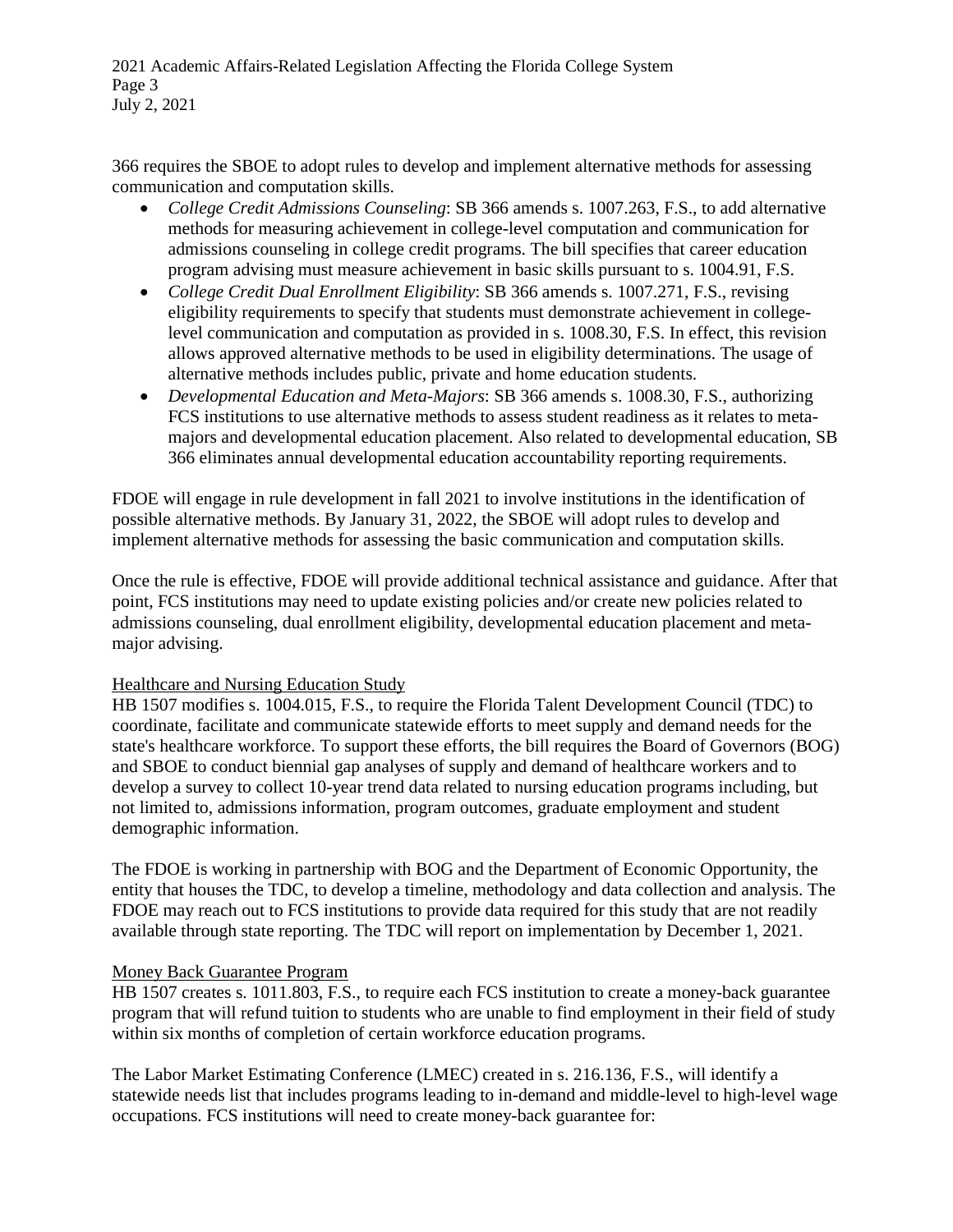366 requires the SBOE to adopt rules to develop and implement alternative methods for assessing communication and computation skills.

- *College Credit Admissions Counseling*: SB 366 amends s. 1007.263, F.S., to add alternative methods for measuring achievement in college-level computation and communication for admissions counseling in college credit programs. The bill specifies that career education program advising must measure achievement in basic skills pursuant to s. 1004.91, F.S.
- *College Credit Dual Enrollment Eligibility*: SB 366 amends s. 1007.271, F.S., revising eligibility requirements to specify that students must demonstrate achievement in college-level communication and computation as provided in s. 1008.30, F.S. In effect, this revision allows approved alternative methods to be used in eligibility determinations. The usage of alternative methods includes public, private and home education students.
- *Developmental Education and Meta-Majors*: SB 366 amends s. 1008.30, F.S., authorizing FCS institutions to use alternative methods to assess student readiness as it relates to meta-majors and developmental education placement. Also related to developmental education, SB 366 eliminates annual developmental education accountability reporting requirements.

FDOE will engage in rule development in fall 2021 to involve institutions in the identification of possible alternative methods. By January 31, 2022, the SBOE will adopt rules to develop and implement alternative methods for assessing the basic communication and computation skills.

Once the rule is effective, FDOE will provide additional technical assistance and guidance. After that point, FCS institutions may need to update existing policies and/or create new policies related to admissions counseling, dual enrollment eligibility, developmental education placement and meta-major advising.

## Healthcare and Nursing Education Study

HB 1507 modifies s. 1004.015, F.S., to require the Florida Talent Development Council (TDC) to coordinate, facilitate and communicate statewide efforts to meet supply and demand needs for the state's healthcare workforce. To support these efforts, the bill requires the Board of Governors (BOG) and SBOE to conduct biennial gap analyses of supply and demand of healthcare workers and to develop a survey to collect 10-year trend data related to nursing education programs including, but not limited to, admissions information, program outcomes, graduate employment and student demographic information.

The FDOE is working in partnership with BOG and the Department of Economic Opportunity, the entity that houses the TDC, to develop a timeline, methodology and data collection and analysis. The FDOE may reach out to FCS institutions to provide data required for this study that are not readily available through state reporting. The TDC will report on implementation by December 1, 2021.

## Money Back Guarantee Program

HB 1507 creates s. 1011.803, F.S., to require each FCS institution to create a money-back guarantee program that will refund tuition to students who are unable to find employment in their field of study within six months of completion of certain workforce education programs.

The Labor Market Estimating Conference (LMEC) created in s. 216.136, F.S., will identify a statewide needs list that includes programs leading to in-demand and middle-level to high-level wage occupations. FCS institutions will need to create money-back guarantee for: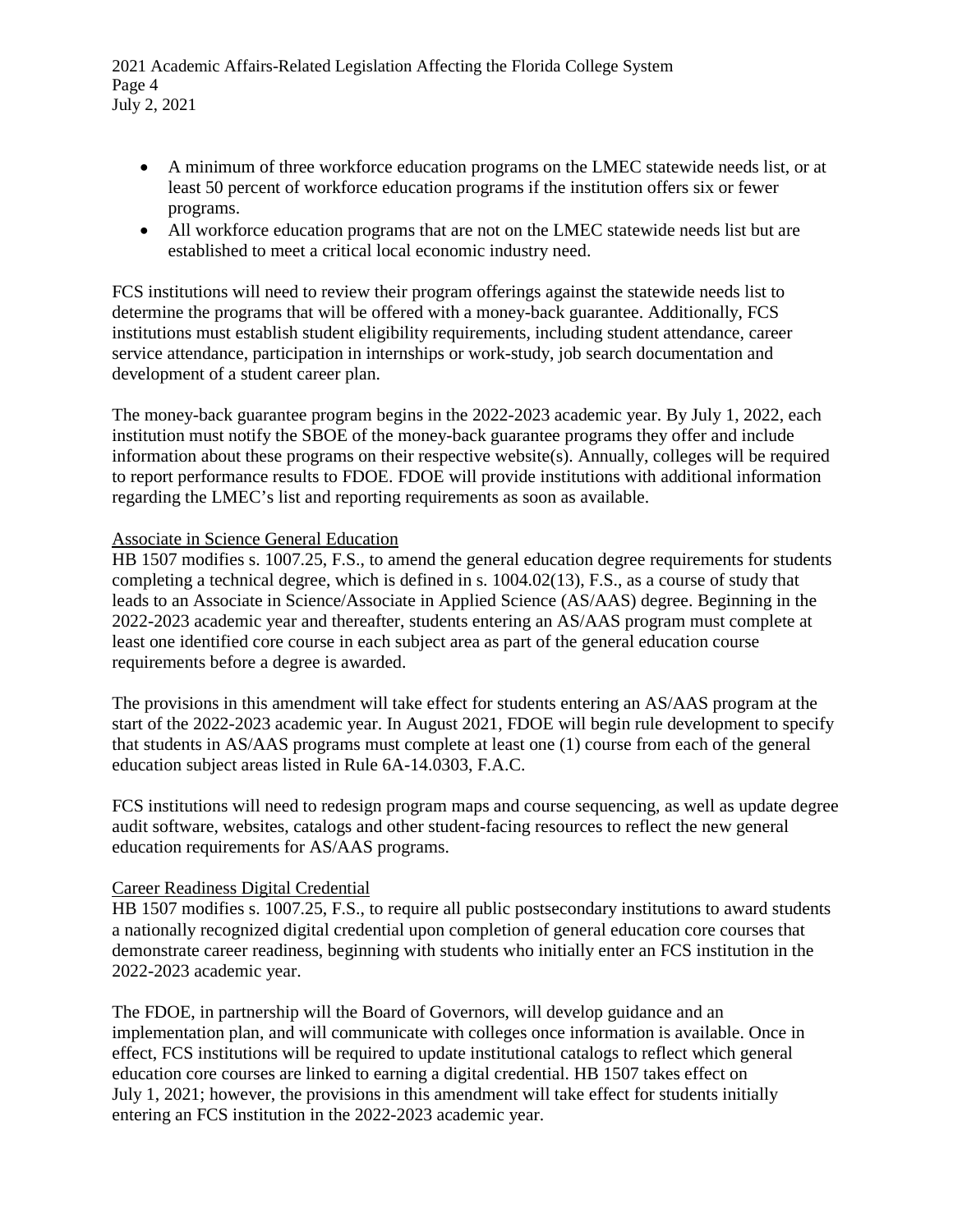- A minimum of three workforce education programs on the LMEC statewide needs list, or at least 50 percent of workforce education programs if the institution offers six or fewer programs.
- All workforce education programs that are not on the LMEC statewide needs list but are established to meet a critical local economic industry need.

FCS institutions will need to review their program offerings against the statewide needs list to determine the programs that will be offered with a money-back guarantee. Additionally, FCS institutions must establish student eligibility requirements, including student attendance, career service attendance, participation in internships or work-study, job search documentation and development of a student career plan.

The money-back guarantee program begins in the 2022-2023 academic year. By July 1, 2022, each institution must notify the SBOE of the money-back guarantee programs they offer and include information about these programs on their respective website(s). Annually, colleges will be required to report performance results to FDOE. FDOE will provide institutions with additional information regarding the LMEC's list and reporting requirements as soon as available.

<u>Associate in Science General Education</u>

HB 1507 modifies s. 1007.25, F.S., to amend the general education degree requirements for students completing a technical degree, which is defined in s. 1004.02(13), F.S., as a course of study that leads to an Associate in Science/Associate in Applied Science (AS/AAS) degree. Beginning in the 2022-2023 academic year and thereafter, students entering an AS/AAS program must complete at least one identified core course in each subject area as part of the general education course requirements before a degree is awarded.

The provisions in this amendment will take effect for students entering an AS/AAS program at the start of the 2022-2023 academic year. In August 2021, FDOE will begin rule development to specify that students in AS/AAS programs must complete at least one (1) course from each of the general education subject areas listed in Rule 6A-14.0303, F.A.C.

FCS institutions will need to redesign program maps and course sequencing, as well as update degree audit software, websites, catalogs and other student-facing resources to reflect the new general education requirements for AS/AAS programs.

<u>Career Readiness Digital Credential</u>

HB 1507 modifies s. 1007.25, F.S., to require all public postsecondary institutions to award students a nationally recognized digital credential upon completion of general education core courses that demonstrate career readiness, beginning with students who initially enter an FCS institution in the 2022-2023 academic year.

The FDOE, in partnership will the Board of Governors, will develop guidance and an implementation plan, and will communicate with colleges once information is available. Once in effect, FCS institutions will be required to update institutional catalogs to reflect which general education core courses are linked to earning a digital credential. HB 1507 takes effect on July 1, 2021; however, the provisions in this amendment will take effect for students initially entering an FCS institution in the 2022-2023 academic year.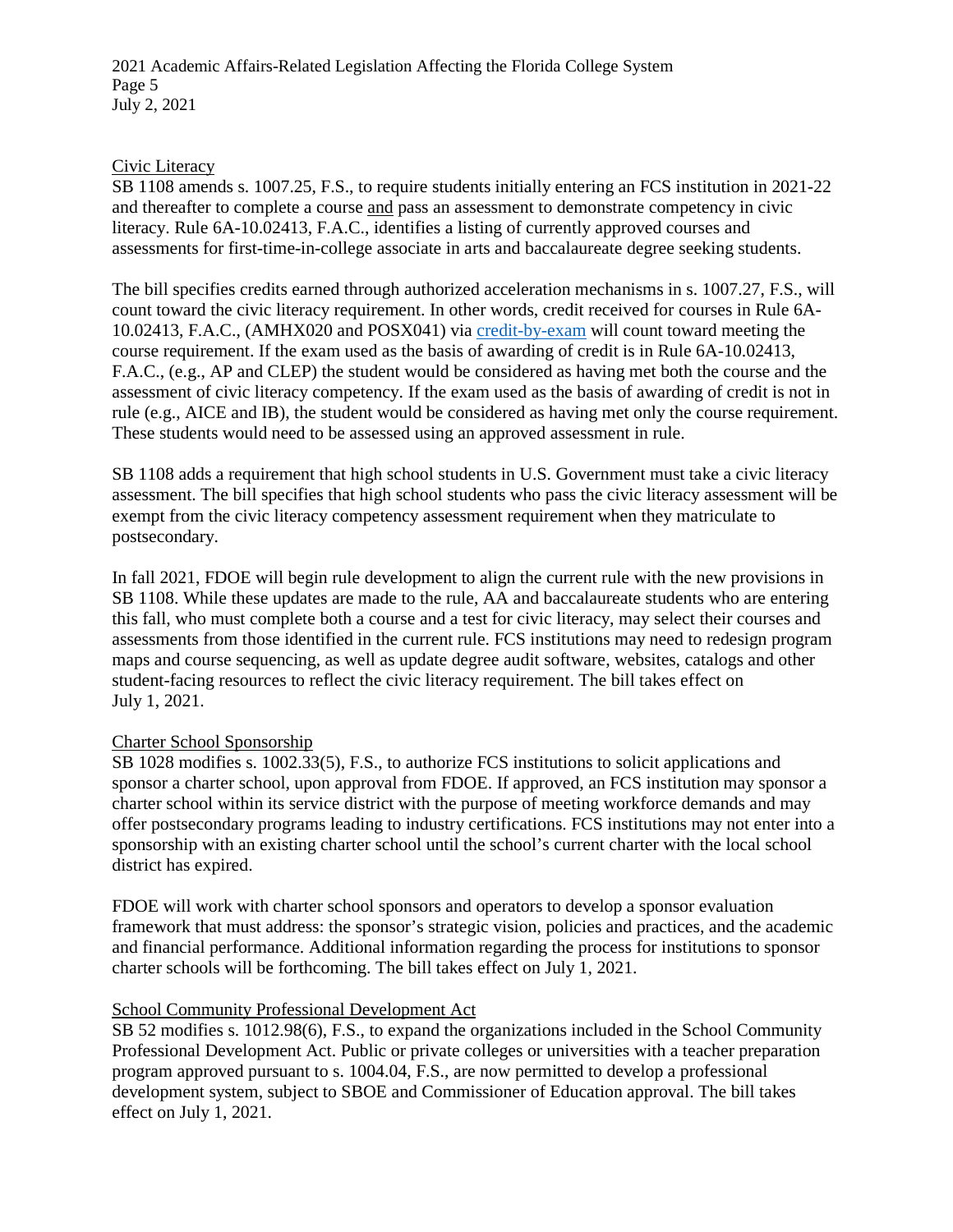## Civic Literacy

SB 1108 amends s. 1007.25, F.S., to require students initially entering an FCS institution in 2021-22 and thereafter to complete a course and pass an assessment to demonstrate competency in civic literacy. Rule 6A-10.02413, F.A.C., identifies a listing of currently approved courses and assessments for first-time-in-college associate in arts and baccalaureate degree seeking students.

The bill specifies credits earned through authorized acceleration mechanisms in s. 1007.27, F.S., will count toward the civic literacy requirement. In other words, credit received for courses in Rule 6A-10.02413, F.A.C., (AMHX020 and POSX041) via credit-by-exam will count toward meeting the course requirement. If the exam used as the basis of awarding of credit is in Rule 6A-10.02413, F.A.C., (e.g., AP and CLEP) the student would be considered as having met both the course and the assessment of civic literacy competency. If the exam used as the basis of awarding of credit is not in rule (e.g., AICE and IB), the student would be considered as having met only the course requirement. These students would need to be assessed using an approved assessment in rule.

SB 1108 adds a requirement that high school students in U.S. Government must take a civic literacy assessment. The bill specifies that high school students who pass the civic literacy assessment will be exempt from the civic literacy competency assessment requirement when they matriculate to postsecondary.

In fall 2021, FDOE will begin rule development to align the current rule with the new provisions in SB 1108. While these updates are made to the rule, AA and baccalaureate students who are entering this fall, who must complete both a course and a test for civic literacy, may select their courses and assessments from those identified in the current rule. FCS institutions may need to redesign program maps and course sequencing, as well as update degree audit software, websites, catalogs and other student-facing resources to reflect the civic literacy requirement. The bill takes effect on July 1, 2021.

## Charter School Sponsorship

SB 1028 modifies s. 1002.33(5), F.S., to authorize FCS institutions to solicit applications and sponsor a charter school, upon approval from FDOE. If approved, an FCS institution may sponsor a charter school within its service district with the purpose of meeting workforce demands and may offer postsecondary programs leading to industry certifications. FCS institutions may not enter into a sponsorship with an existing charter school until the school's current charter with the local school district has expired.

FDOE will work with charter school sponsors and operators to develop a sponsor evaluation framework that must address: the sponsor's strategic vision, policies and practices, and the academic and financial performance. Additional information regarding the process for institutions to sponsor charter schools will be forthcoming. The bill takes effect on July 1, 2021.

## School Community Professional Development Act

SB 52 modifies s. 1012.98(6), F.S., to expand the organizations included in the School Community Professional Development Act. Public or private colleges or universities with a teacher preparation program approved pursuant to s. 1004.04, F.S., are now permitted to develop a professional development system, subject to SBOE and Commissioner of Education approval. The bill takes effect on July 1, 2021.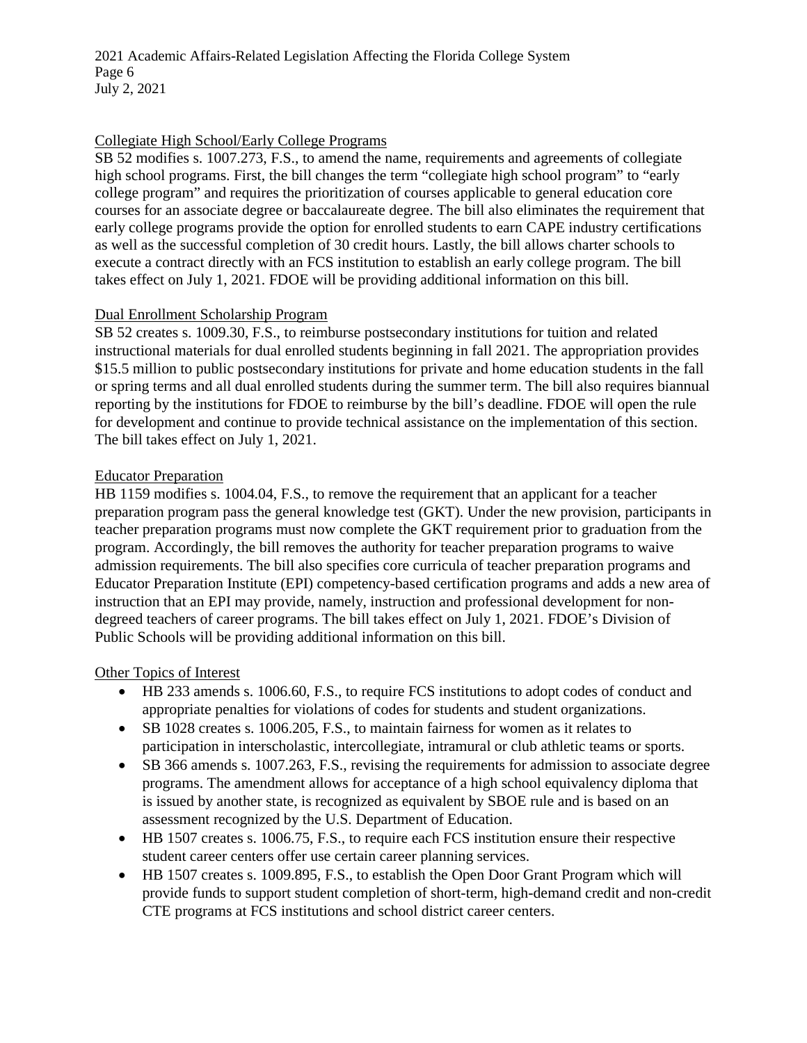### Collegiate High School/Early College Programs

SB 52 modifies s. 1007.273, F.S., to amend the name, requirements and agreements of collegiate high school programs. First, the bill changes the term "collegiate high school program" to "early college program" and requires the prioritization of courses applicable to general education core courses for an associate degree or baccalaureate degree. The bill also eliminates the requirement that early college programs provide the option for enrolled students to earn CAPE industry certifications as well as the successful completion of 30 credit hours. Lastly, the bill allows charter schools to execute a contract directly with an FCS institution to establish an early college program. The bill takes effect on July 1, 2021. FDOE will be providing additional information on this bill.

### Dual Enrollment Scholarship Program

SB 52 creates s. 1009.30, F.S., to reimburse postsecondary institutions for tuition and related instructional materials for dual enrolled students beginning in fall 2021. The appropriation provides $15.5 million to public postsecondary institutions for private and home education students in the fall or spring terms and all dual enrolled students during the summer term. The bill also requires biannual reporting by the institutions for FDOE to reimburse by the bill's deadline. FDOE will open the rule for development and continue to provide technical assistance on the implementation of this section. The bill takes effect on July 1, 2021.

### Educator Preparation

HB 1159 modifies s. 1004.04, F.S., to remove the requirement that an applicant for a teacher preparation program pass the general knowledge test (GKT). Under the new provision, participants in teacher preparation programs must now complete the GKT requirement prior to graduation from the program. Accordingly, the bill removes the authority for teacher preparation programs to waive admission requirements. The bill also specifies core curricula of teacher preparation programs and Educator Preparation Institute (EPI) competency-based certification programs and adds a new area of instruction that an EPI may provide, namely, instruction and professional development for non-degreed teachers of career programs. The bill takes effect on July 1, 2021. FDOE's Division of Public Schools will be providing additional information on this bill.

### Other Topics of Interest

- HB 233 amends s. 1006.60, F.S., to require FCS institutions to adopt codes of conduct and appropriate penalties for violations of codes for students and student organizations.
- SB 1028 creates s. 1006.205, F.S., to maintain fairness for women as it relates to participation in interscholastic, intercollegiate, intramural or club athletic teams or sports.
- SB 366 amends s. 1007.263, F.S., revising the requirements for admission to associate degree programs. The amendment allows for acceptance of a high school equivalency diploma that is issued by another state, is recognized as equivalent by SBOE rule and is based on an assessment recognized by the U.S. Department of Education.
- HB 1507 creates s. 1006.75, F.S., to require each FCS institution ensure their respective student career centers offer use certain career planning services.
- HB 1507 creates s. 1009.895, F.S., to establish the Open Door Grant Program which will provide funds to support student completion of short-term, high-demand credit and non-credit CTE programs at FCS institutions and school district career centers.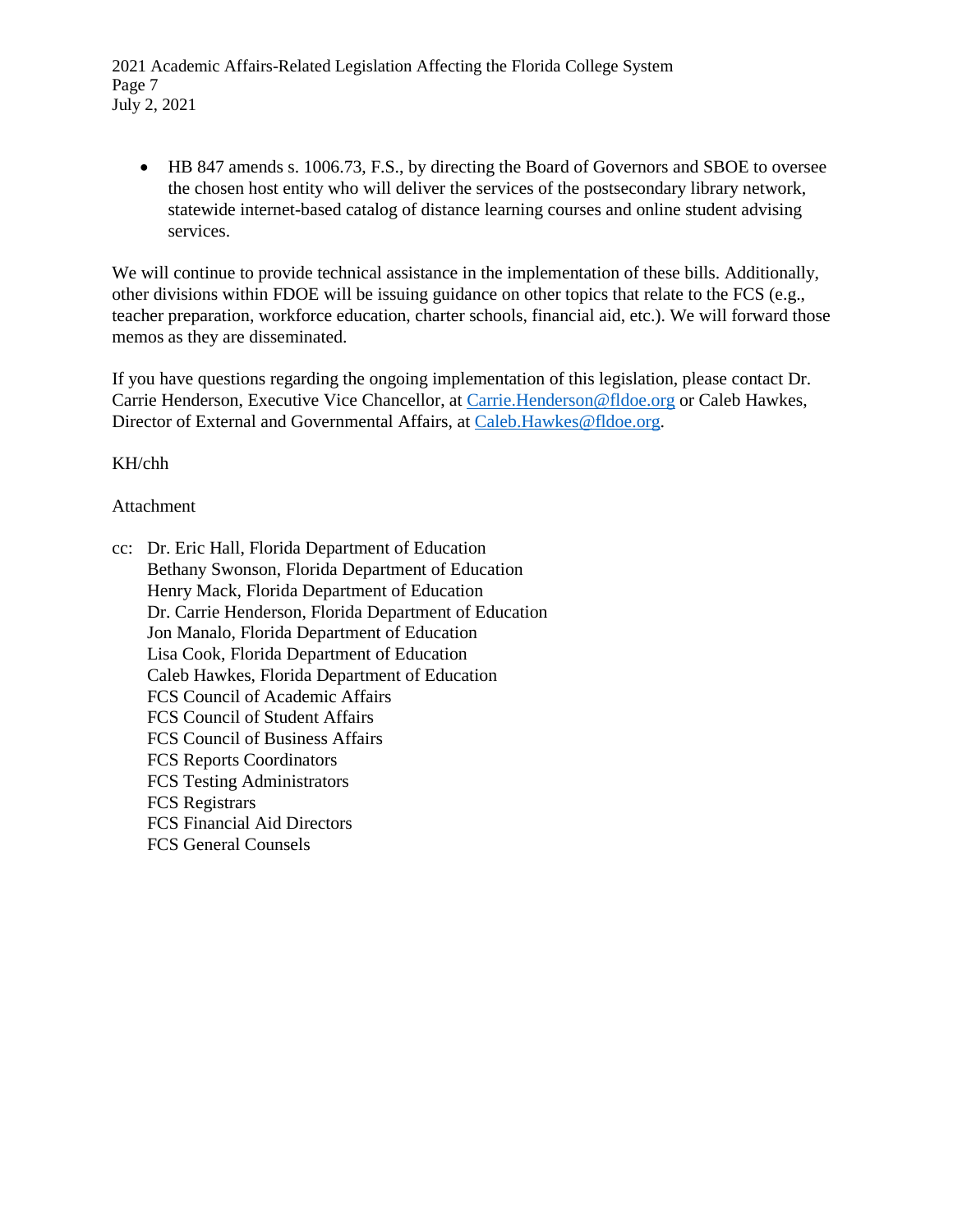- HB 847 amends s. 1006.73, F.S., by directing the Board of Governors and SBOE to oversee the chosen host entity who will deliver the services of the postsecondary library network, statewide internet-based catalog of distance learning courses and online student advising services.

We will continue to provide technical assistance in the implementation of these bills. Additionally, other divisions within FDOE will be issuing guidance on other topics that relate to the FCS (e.g., teacher preparation, workforce education, charter schools, financial aid, etc.). We will forward those memos as they are disseminated.

If you have questions regarding the ongoing implementation of this legislation, please contact Dr. Carrie Henderson, Executive Vice Chancellor, at Carrie.Henderson@fldoe.org or Caleb Hawkes, Director of External and Governmental Affairs, at Caleb.Hawkes@fldoe.org.

KH/chh

Attachment

cc: Dr. Eric Hall, Florida Department of Education
Bethany Swonson, Florida Department of Education
Henry Mack, Florida Department of Education
Dr. Carrie Henderson, Florida Department of Education
Jon Manalo, Florida Department of Education
Lisa Cook, Florida Department of Education
Caleb Hawkes, Florida Department of Education
FCS Council of Academic Affairs
FCS Council of Student Affairs
FCS Council of Business Affairs
FCS Reports Coordinators
FCS Testing Administrators
FCS Registrars
FCS Financial Aid Directors
FCS General Counsels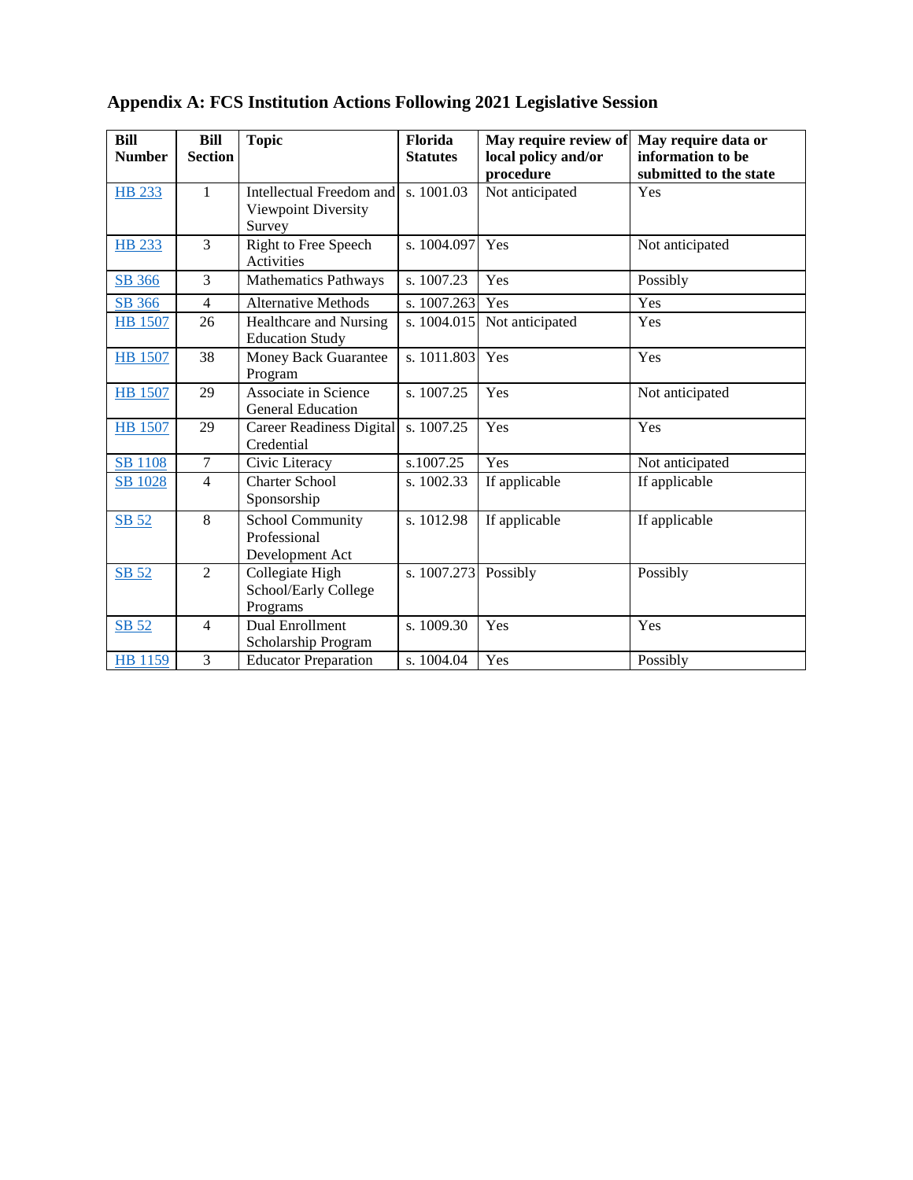## Appendix A: FCS Institution Actions Following 2021 Legislative Session

| Bill Number | Bill Section | Topic | Florida Statutes | May require review of local policy and/or procedure | May require data or information to be submitted to the state |
|---|---|---|---|---|---|
| HB 233 | 1 | Intellectual Freedom and Viewpoint Diversity Survey | s. 1001.03 | Not anticipated | Yes |
| HB 233 | 3 | Right to Free Speech Activities | s. 1004.097 | Yes | Not anticipated |
| SB 366 | 3 | Mathematics Pathways | s. 1007.23 | Yes | Possibly |
| SB 366 | 4 | Alternative Methods | s. 1007.263 | Yes | Yes |
| HB 1507 | 26 | Healthcare and Nursing Education Study | s. 1004.015 | Not anticipated | Yes |
| HB 1507 | 38 | Money Back Guarantee Program | s. 1011.803 | Yes | Yes |
| HB 1507 | 29 | Associate in Science General Education | s. 1007.25 | Yes | Not anticipated |
| HB 1507 | 29 | Career Readiness Digital Credential | s. 1007.25 | Yes | Yes |
| SB 1108 | 7 | Civic Literacy | s.1007.25 | Yes | Not anticipated |
| SB 1028 | 4 | Charter School Sponsorship | s. 1002.33 | If applicable | If applicable |
| SB 52 | 8 | School Community Professional Development Act | s. 1012.98 | If applicable | If applicable |
| SB 52 | 2 | Collegiate High School/Early College Programs | s. 1007.273 | Possibly | Possibly |
| SB 52 | 4 | Dual Enrollment Scholarship Program | s. 1009.30 | Yes | Yes |
| HB 1159 | 3 | Educator Preparation | s. 1004.04 | Yes | Possibly |